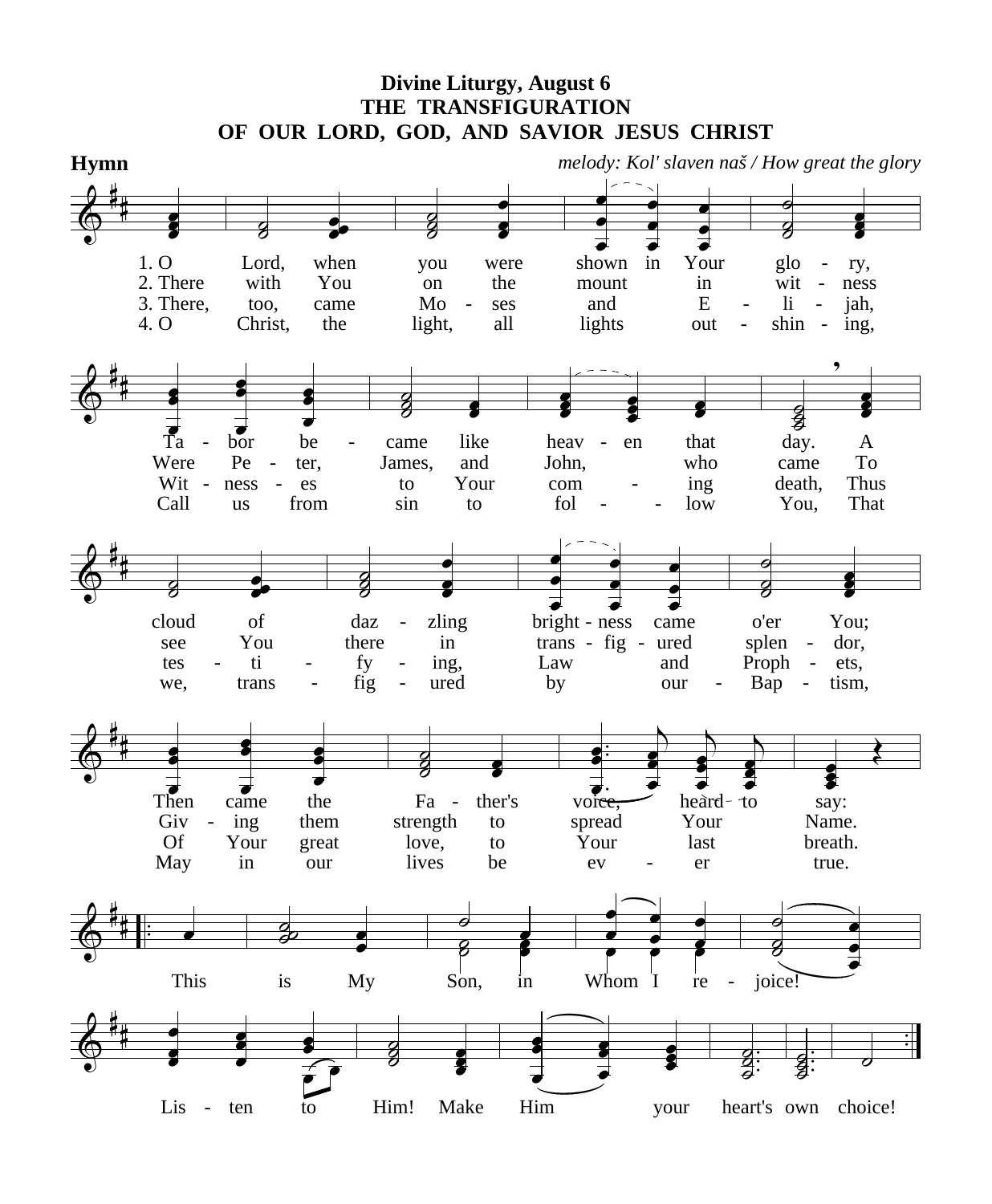# Divine Liturgy, August 6
## THE TRANSFIGURATION
## OF OUR LORD, GOD, AND SAVIOR JESUS CHRIST

**Hymn** *melody: Kol' slaven naš / How great the glory*

1. O Lord, when you were shown in Your glo - ry,
Ta - bor be - came like heav - en that day. A
cloud of daz - zling bright - ness came o'er You;
Then came the Fa - ther's voice, heard to say:

2. There with You on the mount in wit - ness
Were Pe - ter, James, and John, who came To
see You there in trans - fig - ured splen - dor,
Giv - ing them strength to spread Your Name.

3. There, too, came Mo - ses and E - li - jah,
Wit - ness - es to Your com - ing death, Thus
tes - ti - fy - ing, Law and Proph - ets,
Of Your great love, to Your last breath.

4. O Christ, the light, all lights out - shin - ing,
Call us from sin to fol - low You, That
we, trans - fig - ured by our Bap - tism,
May in our lives be ev - er true.

This is My Son, in Whom I re - joice!
Lis - ten to Him! Make Him your heart's own choice!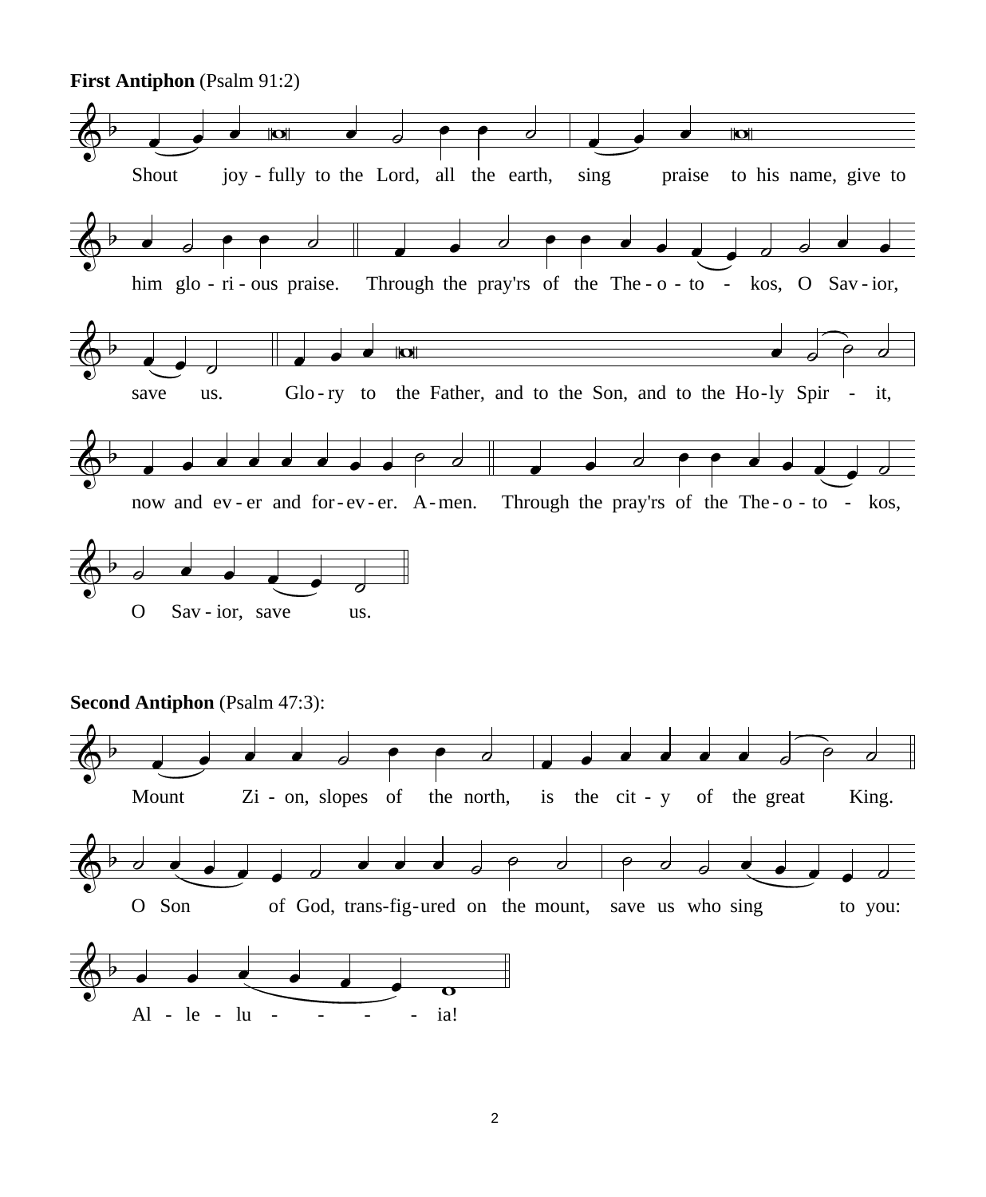**First Antiphon** (Psalm 91:2)

Shout joy - fully to the Lord, all the earth, sing praise to his name, give to him glo - ri - ous praise. Through the pray'rs of the The - o - to - kos, O Sav - ior, save us. Glo - ry to the Father, and to the Son, and to the Ho-ly Spir - it, now and ev - er and for - ev - er. A - men. Through the pray'rs of the The - o - to - kos, O Sav - ior, save us.

**Second Antiphon** (Psalm 47:3):

Mount Zi - on, slopes of the north, is the cit - y of the great King. O Son of God, trans-fig-ured on the mount, save us who sing to you: Al - le - lu - - - - ia!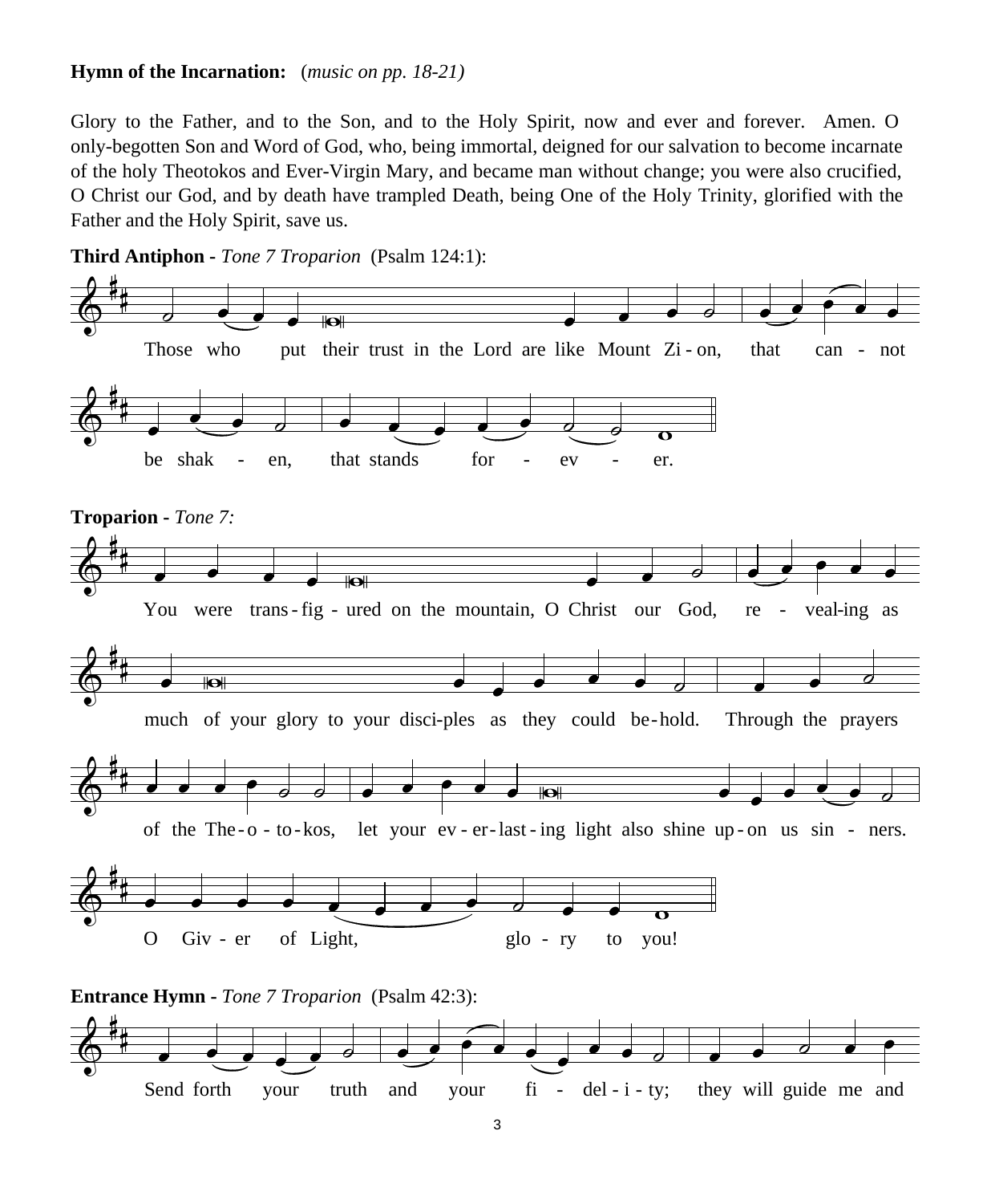**Hymn of the Incarnation:** (*music on pp. 18-21)*

Glory to the Father, and to the Son, and to the Holy Spirit, now and ever and forever. Amen. O only-begotten Son and Word of God, who, being immortal, deigned for our salvation to become incarnate of the holy Theotokos and Ever-Virgin Mary, and became man without change; you were also crucified, O Christ our God, and by death have trampled Death, being One of the Holy Trinity, glorified with the Father and the Holy Spirit, save us.

**Third Antiphon -** *Tone 7 Troparion* (Psalm 124:1):

Those who put their trust in the Lord are like Mount Zi - on, that can - not be shak - en, that stands for - ev - er.

**Troparion -** *Tone 7:*

You were trans - fig - ured on the mountain, O Christ our God, re - veal-ing as much of your glory to your disci-ples as they could be - hold. Through the prayers of the The - o - to - kos, let your ev - er - last - ing light also shine up - on us sin - ners. O Giv - er of Light, glo - ry to you!

**Entrance Hymn -** *Tone 7 Troparion* (Psalm 42:3):

Send forth your truth and your fi - del - i - ty; they will guide me and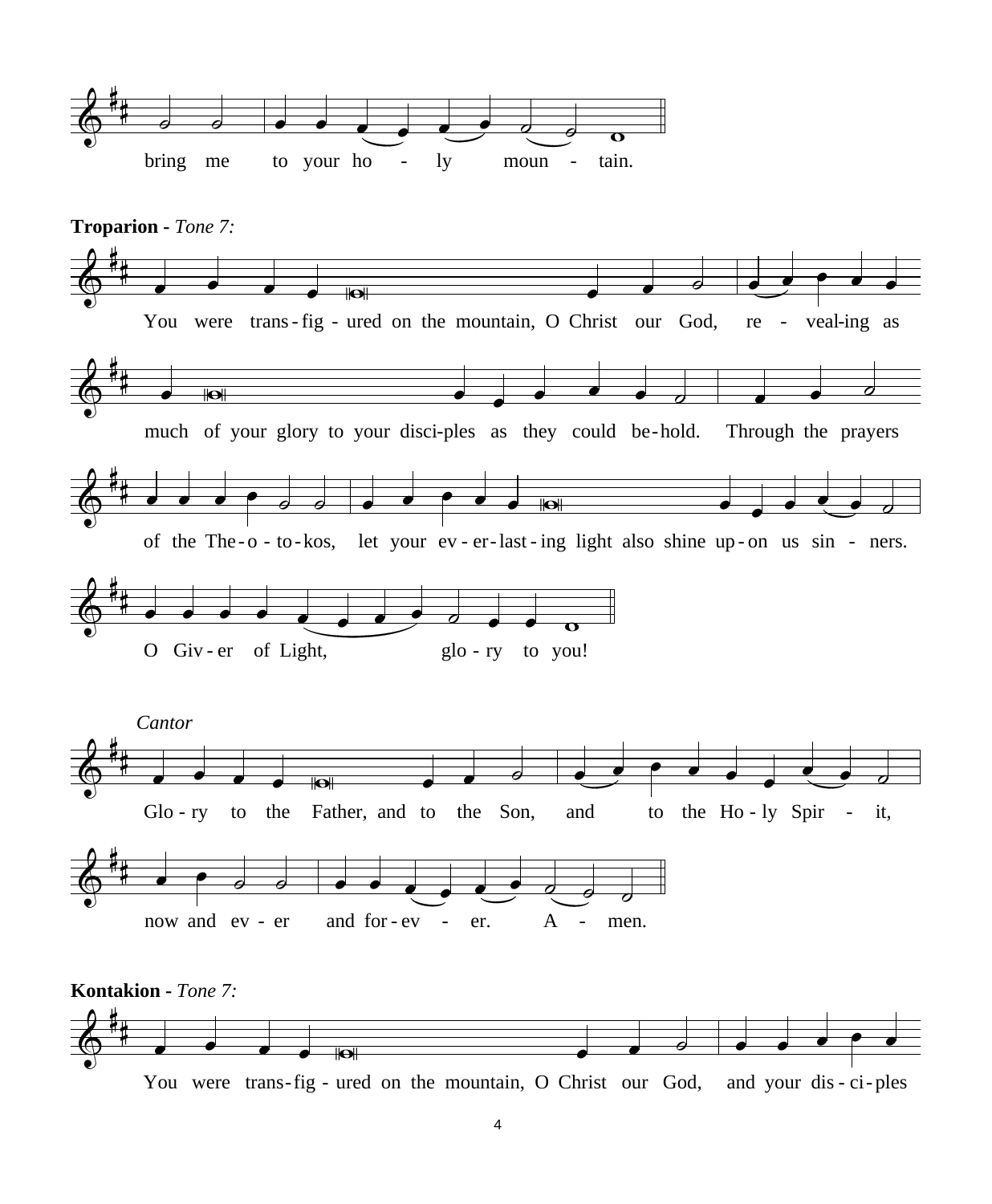bring me to your ho - ly moun - tain.

**Troparion** - *Tone 7:*

You were trans-fig - ured on the mountain, O Christ our God, re - veal-ing as much of your glory to your disci-ples as they could be-hold. Through the prayers of the The-o - to-kos, let your ev - er-last - ing light also shine up-on us sin - ners. O Giv - er of Light, glo - ry to you!

*Cantor*

Glo - ry to the Father, and to the Son, and to the Ho - ly Spir - it, now and ev - er and for - ev - er. A - men.

**Kontakion** - *Tone 7:*

You were trans-fig - ured on the mountain, O Christ our God, and your dis - ci-ples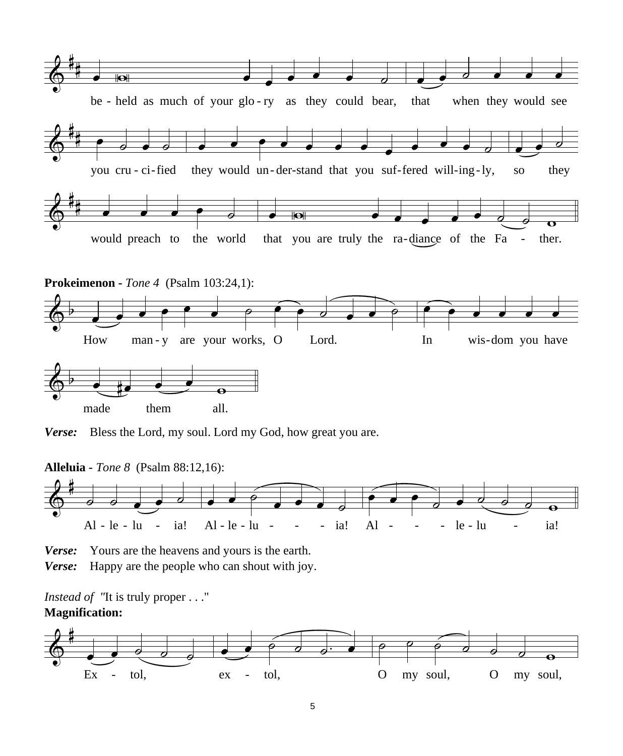be - held as much of your glo - ry as they could bear, that when they would see

you cru - ci - fied they would un - der-stand that you suf-fered will-ing - ly, so they

would preach to the world that you are truly the ra - diance of the Fa - ther.

**Prokeimenon** - *Tone 4* (Psalm 103:24,1):

How man - y are your works, O Lord. In wis - dom you have

made them all.

***Verse:*** Bless the Lord, my soul. Lord my God, how great you are.

**Alleluia** - *Tone 8* (Psalm 88:12,16):

Al - le - lu - ia! Al - le - lu - - - ia! Al - - - le - lu - ia!

***Verse:*** Yours are the heavens and yours is the earth.
***Verse:*** Happy are the people who can shout with joy.

*Instead of* "It is truly proper . . ."
**Magnification:**

Ex - tol, ex - tol, O my soul, O my soul,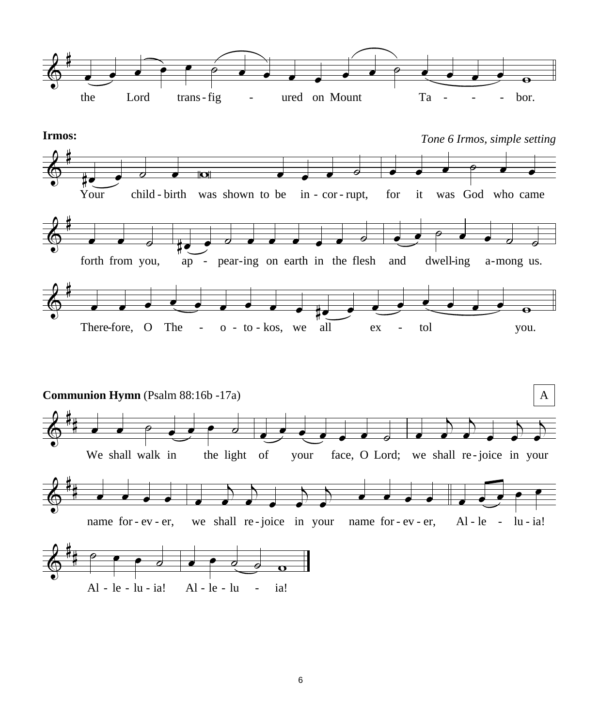the Lord trans-fig - ured on Mount Ta - - - bor.

**Irmos:**

*Tone 6 Irmos, simple setting*

Your child-birth was shown to be in-cor-rupt, for it was God who came forth from you, ap - pear-ing on earth in the flesh and dwell-ing a-mong us. There-fore, O The - o - to - kos, we all ex - tol you.

**Communion Hymn** (Psalm 88:16b -17a)

A

We shall walk in the light of your face, O Lord; we shall re-joice in your name for-ev-er, we shall re-joice in your name for-ev-er, Al-le - lu-ia! Al - le - lu - ia! Al - le - lu - ia!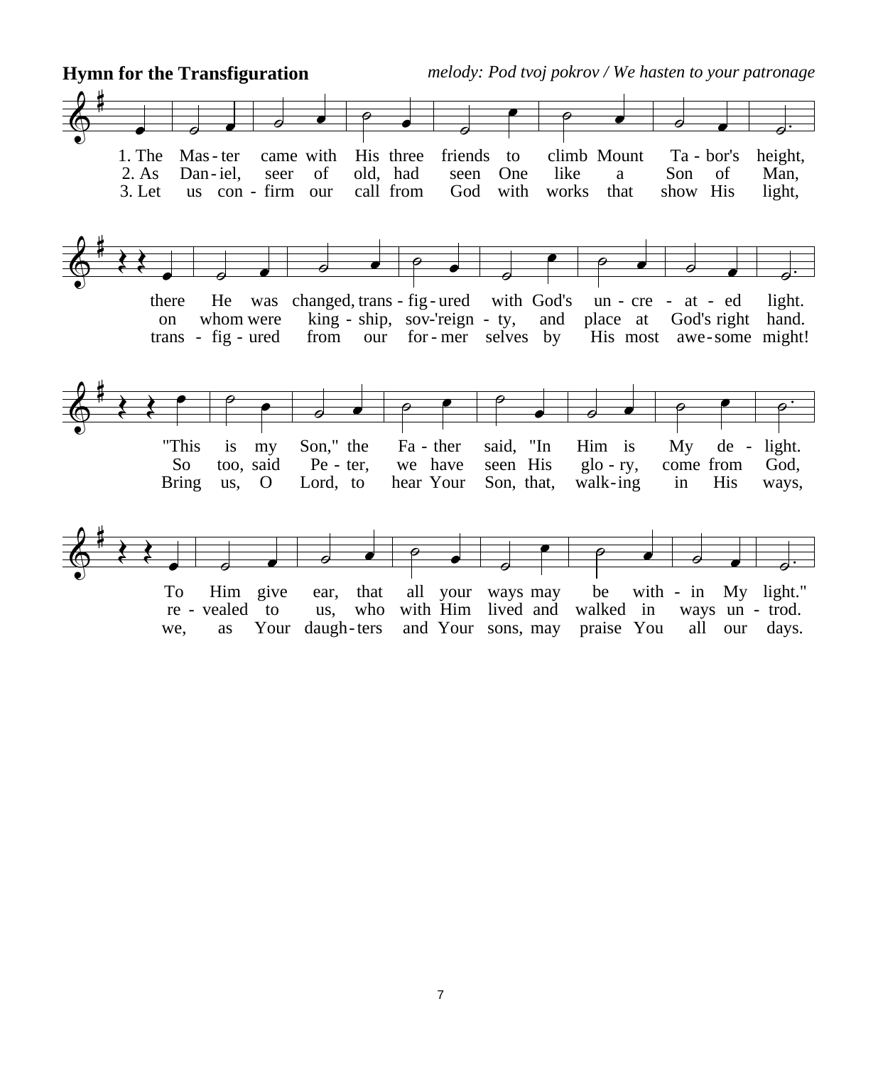**Hymn for the Transfiguration**

*melody: Pod tvoj pokrov / We hasten to your patronage*

1. The Master came with His three friends to climb Mount Tabor's height,
there He was changed, transfigured with God's uncreated light.
"This is my Son," the Father said, "In Him is My delight.
To Him give ear, that all your ways may be within My light."

2. As Daniel, seer of old, had seen One like a Son of Man,
on whom were kingship, sov'reignty, and place at God's right hand.
So too, said Peter, we have seen His glory, come from God,
revealed to us, who with Him lived and walked in ways untrod.

3. Let us confirm our call from God with works that show His light,
transfigured from our former selves by His most awesome might!
Bring us, O Lord, to hear Your Son, that, walking in His ways,
we, as Your daughters and Your sons, may praise You all our days.